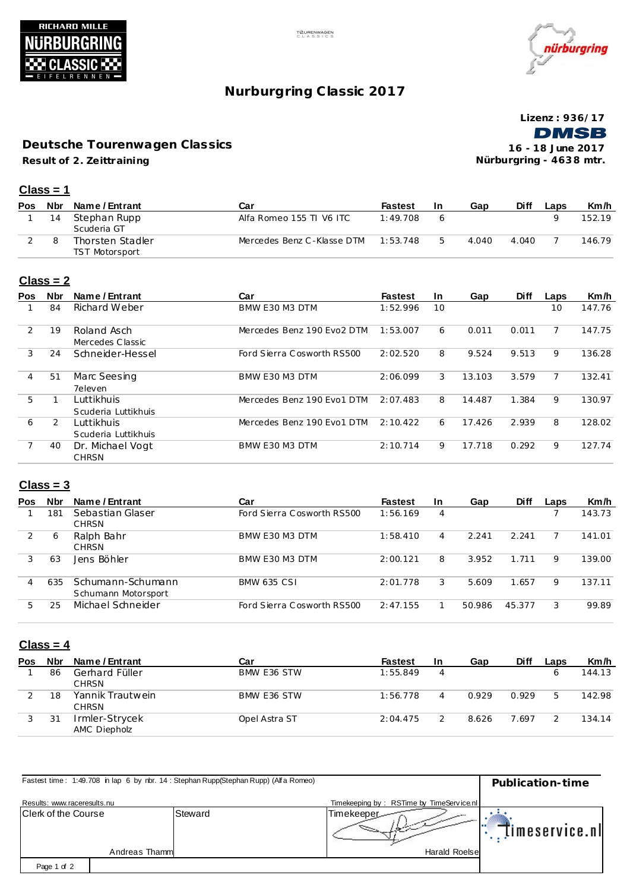# Nurburgring Classic 2017

Lizenz : 936/17

DMSB

## Deutsche Tourenwagen Classics

**Result of 2. Zeittraining**

16 - 18 June 2017

Nürburgring - 4638 mtr.

### Class = 1

| Pos | Nbr | Name / Entrant | Car | Fastest | In | Gap | Diff | Laps | Km/h |
|---|---|---|---|---|---|---|---|---|---|
| 1 | 14 | Stephan Rupp<br>Scuderia GT | Alfa Romeo 155 TI V6 ITC | 1:49.708 | 6 | | | 9 | 152.19 |
| 2 | 8 | Thorsten Stadler<br>TST Motorsport | Mercedes Benz C-Klasse DTM | 1:53.748 | 5 | 4.040 | 4.040 | 7 | 146.79 |

### Class = 2

| Pos | Nbr | Name / Entrant | Car | Fastest | In | Gap | Diff | Laps | Km/h |
|---|---|---|---|---|---|---|---|---|---|
| 1 | 84 | Richard Weber | BMW E30 M3 DTM | 1:52.996 | 10 | | | 10 | 147.76 |
| 2 | 19 | Roland Asch<br>Mercedes Classic | Mercedes Benz 190 Evo2 DTM | 1:53.007 | 6 | 0.011 | 0.011 | 7 | 147.75 |
| 3 | 24 | Schneider-Hessel | Ford Sierra Cosworth RS500 | 2:02.520 | 8 | 9.524 | 9.513 | 9 | 136.28 |
| 4 | 51 | Marc Seesing<br>7eleven | BMW E30 M3 DTM | 2:06.099 | 3 | 13.103 | 3.579 | 7 | 132.41 |
| 5 | 1 | Luttikhuis<br>Scuderia Luttikhuis | Mercedes Benz 190 Evo1 DTM | 2:07.483 | 8 | 14.487 | 1.384 | 9 | 130.97 |
| 6 | 2 | Luttikhuis<br>Scuderia Luttikhuis | Mercedes Benz 190 Evo1 DTM | 2:10.422 | 6 | 17.426 | 2.939 | 8 | 128.02 |
| 7 | 40 | Dr. Michael Vogt<br>CHRSN | BMW E30 M3 DTM | 2:10.714 | 9 | 17.718 | 0.292 | 9 | 127.74 |

### Class = 3

| Pos | Nbr | Name / Entrant | Car | Fastest | In | Gap | Diff | Laps | Km/h |
|---|---|---|---|---|---|---|---|---|---|
| 1 | 181 | Sebastian Glaser<br>CHRSN | Ford Sierra Cosworth RS500 | 1:56.169 | 4 | | | 7 | 143.73 |
| 2 | 6 | Ralph Bahr<br>CHRSN | BMW E30 M3 DTM | 1:58.410 | 4 | 2.241 | 2.241 | 7 | 141.01 |
| 3 | 63 | Jens Böhler | BMW E30 M3 DTM | 2:00.121 | 8 | 3.952 | 1.711 | 9 | 139.00 |
| 4 | 635 | Schumann-Schumann<br>Schumann Motorsport | BMW 635 CSI | 2:01.778 | 3 | 5.609 | 1.657 | 9 | 137.11 |
| 5 | 25 | Michael Schneider | Ford Sierra Cosworth RS500 | 2:47.155 | 1 | 50.986 | 45.377 | 3 | 99.89 |

### Class = 4

| Pos | Nbr | Name / Entrant | Car | Fastest | In | Gap | Diff | Laps | Km/h |
|---|---|---|---|---|---|---|---|---|---|
| 1 | 86 | Gerhard Füller<br>CHRSN | BMW E36 STW | 1:55.849 | 4 | | | 6 | 144.13 |
| 2 | 18 | Yannik Trautwein<br>CHRSN | BMW E36 STW | 1:56.778 | 4 | 0.929 | 0.929 | 5 | 142.98 |
| 3 | 31 | Irmler-Strycek<br>AMC Diepholz | Opel Astra ST | 2:04.475 | 2 | 8.626 | 7.697 | 2 | 134.14 |

Fastest time : 1:49.708 in lap 6 by nbr. 14 : Stephan Rupp(Stephan Rupp) (Alfa Romeo)

Publication-time

Results: www.raceresults.nu

Timekeeping by : RSTime by TimeService.nl

| Clerk of the Course | Steward | Timekeeper |
|---|---|---|
| Andreas Thamm | | Harald Roelse |

timeservice.nl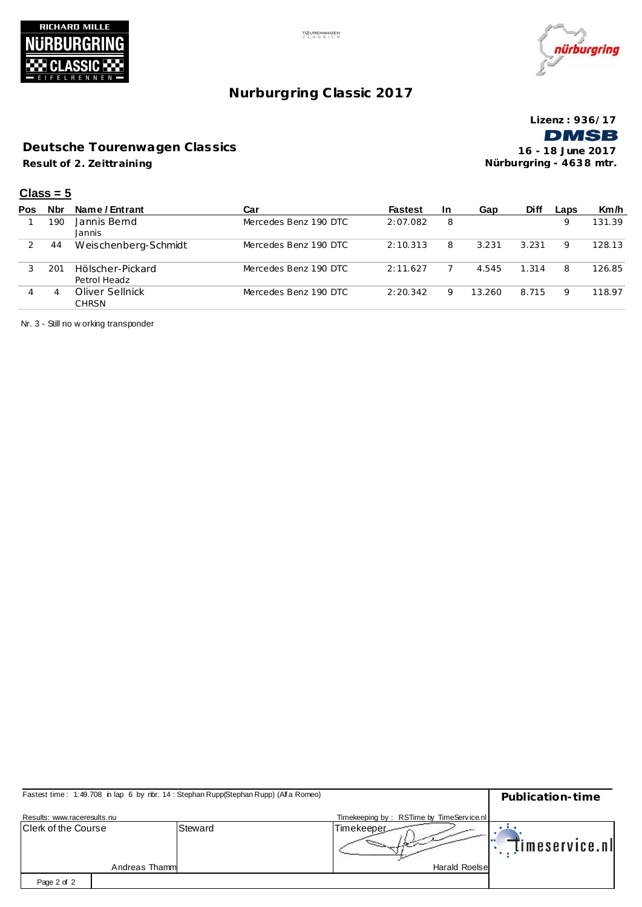# Nurburgring Classic 2017

**Lizenz : 936/17**

**DMSB**

## Deutsche Tourenwagen Classics

**Result of 2. Zeittraining**

**16 - 18 June 2017**
**Nürburgring - 4638 mtr.**

**Class = 5**

| Pos | Nbr | Name / Entrant | Car | Fastest | In | Gap | Diff | Laps | Km/h |
|---|---|---|---|---|---|---|---|---|---|
| 1 | 190 | Jannis Bernd<br>Jannis | Mercedes Benz 190 DTC | 2:07.082 | 8 | | | 9 | 131.39 |
| 2 | 44 | Weischenberg-Schmidt | Mercedes Benz 190 DTC | 2:10.313 | 8 | 3.231 | 3.231 | 9 | 128.13 |
| 3 | 201 | Hölscher-Pickard<br>Petrol Headz | Mercedes Benz 190 DTC | 2:11.627 | 7 | 4.545 | 1.314 | 8 | 126.85 |
| 4 | 4 | Oliver Sellnick<br>CHRSN | Mercedes Benz 190 DTC | 2:20.342 | 9 | 13.260 | 8.715 | 9 | 118.97 |

Nr. 3 - Still no working transponder

Fastest time : 1:49.708 in lap 6 by nbr. 14 : Stephan Rupp(Stephan Rupp) (Alfa Romeo)

**Publication-time**

Results: www.raceresults.nu

Timekeeping by : RSTime by TimeService.nl

| Clerk of the Course | Steward | Timekeeper |
|---|---|---|
| Andreas Thamm | | Harald Roelse |

timeservice.nl